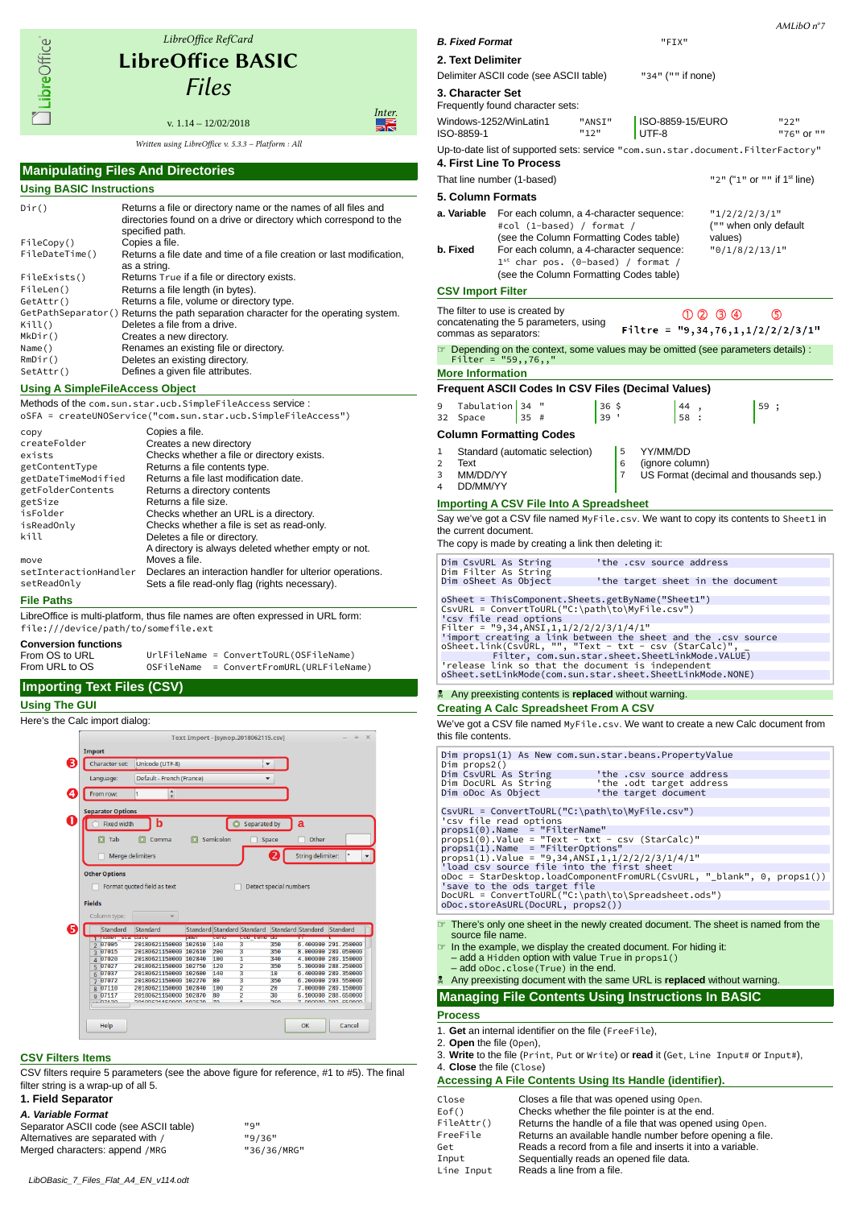LibreOffice RefCard

# LibreOffice BASIC Files

v. 1.14 – 12/02/2018

Inter.

*Written using LibreOffice v. 5.3.3 – Platform : All*

## Manipulating Files And Directories

### Using BASIC Instructions

| | |
|---|---|
| `Dir()` | Returns a file or directory name or the names of all files and directories found on a drive or directory which correspond to the specified path. |
| `FileCopy()` | Copies a file. |
| `FileDateTime()` | Returns a file date and time of its creation or last modification, as a string. |
| `FileExists()` | Returns `True` if a file or directory exists. |
| `FileLen()` | Returns a file length (in bytes). |
| `GetAttr()` | Returns a file, volume or directory type. |
| `GetPathSeparator()` | Returns the path separation character for the operating system. |
| `Kill()` | Deletes a file from a drive. |
| `MkDir()` | Creates a new directory. |
| `Name()` | Renames an existing file or directory. |
| `RmDir()` | Deletes an existing directory. |
| `SetAttr()` | Defines a given file attributes. |

### Using A SimpleFileAccess Object

Methods of the `com.sun.star.ucb.SimpleFileAccess` service :
`oSFA = createUNOService("com.sun.star.ucb.SimpleFileAccess")`

| | |
|---|---|
| `copy` | Copies a file. |
| `createFolder` | Creates a new directory |
| `exists` | Checks whether a file or directory exists. |
| `getContentType` | Returns a file contents type. |
| `getDateTimeModified` | Returns a file last modification date. |
| `getFolderContents` | Returns a directory contents |
| `getSize` | Returns a file size. |
| `isFolder` | Checks whether an URL is a directory. |
| `isReadOnly` | Checks whether a file is set as read-only. |
| `kill` | Deletes a file or directory. A directory is always deleted whether empty or not. |
| `move` | Moves a file. |
| `setInteractionHandler` | Declares an interaction handler for ulterior operations. |
| `setReadOnly` | Sets a file read-only flag (rights necessary). |

### File Paths

LibreOffice is multi-platform, thus file names are often expressed in URL form:
`file:///device/path/to/somefile.ext`

**Conversion functions**

| | |
|---|---|
| From OS to URL | `UrlFileName = ConvertToURL(OSFileName)` |
| From URL to OS | `OSFileName = ConvertFromURL(URLFileName)` |

## Importing Text Files (CSV)

### Using The GUI

Here's the Calc import dialog:

Text Import - [synop.2018062115.csv]

Import
③ Character set: Unicode (UTF-8)
Language: Default - French (France)
④ From row: 1

Separator Options
① Fixed width **b** / Separated by **a**
Tab, Comma, Semicolon, Space, Other
Merge delimiters ② String delimiter: "

Other Options
Format quoted field as text / Detect special numbers

Fields
Column type: Standard
⑤ Standard Standard Standard ...

Help / OK / Cancel

### CSV Filters Items

CSV filters require 5 parameters (see the above figure for reference, #1 to #5). The final filter string is a wrap-up of all 5.

#### 1. Field Separator

***A. Variable Format***

| | |
|---|---|
| Separator ASCII code (see ASCII table) | `"9"` |
| Alternatives are separated with `/` | `"9/36"` |
| Merged characters: append `/MRG` | `"36/36/MRG"` |

***B. Fixed Format*** `"FIX"`

#### 2. Text Delimiter

Delimiter ASCII code (see ASCII table) `"34"` (`""` if none)

#### 3. Character Set

Frequently found character sets:

| | | | |
|---|---|---|---|
| Windows-1252/WinLatin1 | `"ANSI"` | ISO-8859-15/EURO | `"22"` |
| ISO-8859-1 | `"12"` | UTF-8 | `"76"` or `""` |

Up-to-date list of supported sets: service `"com.sun.star.document.FilterFactory"`

#### 4. First Line To Process

That line number (1-based) `"2"` (`"1"` or `""` if 1st line)

#### 5. Column Formats

**a. Variable** For each column, a 4-character sequence: `#col (1-based) / format /` (see the Column Formatting Codes table) — `"1/2/2/2/3/1"` (`""` when only default values)

**b. Fixed** For each column, a 4-character sequence: `1st char pos. (0-based) / format /` (see the Column Formatting Codes table) — `"0/1/8/2/13/1"`

### CSV Import Filter

The filter to use is created by concatenating the 5 parameters, using commas as separators:

`Filtre = "9,34,76,1,1/2/2/2/3/1"` (① ② ③ ④ ⑤)

☞ Depending on the context, some values may be omitted (see parameters details) : `Filter = "59,,76,,"`

### More Information

#### Frequent ASCII Codes In CSV Files (Decimal Values)

| | | | | |
|---|---|---|---|---|
| 9 Tabulation | 34 " | 36 $ | 44 , | 59 ; |
| 32 Space | 35 # | 39 ' | 58 : | |

#### Column Formatting Codes

| | |
|---|---|
| 1 Standard (automatic selection) | 5 YY/MM/DD |
| 2 Text | 6 (ignore column) |
| 3 MM/DD/YY | 7 US Format (decimal and thousands sep.) |
| 4 DD/MM/YY | |

### Importing A CSV File Into A Spreadsheet

Say we've got a CSV file named `MyFile.csv`. We want to copy its contents to `Sheet1` in the current document.
The copy is made by creating a link then deleting it:

```
Dim CsvURL As String        'the .csv source address
Dim Filter As String
Dim oSheet As Object        'the target sheet in the document

oSheet = ThisComponent.Sheets.getByName("Sheet1")
CsvURL = ConvertToURL("C:\path\to\MyFile.csv")
'csv file read options
Filter = "9,34,ANSI,1,1/2/2/2/3/1/4/1"
'import creating a link between the sheet and the .csv source
oSheet.link(CsvURL, "", "Text - txt - csv (StarCalc)", _
        Filter, com.sun.star.sheet.SheetLinkMode.VALUE)
'release link so that the document is independent
oSheet.setLinkMode(com.sun.star.sheet.SheetLinkMode.NONE)
```

Any preexisting contents is **replaced** without warning.

### Creating A Calc Spreadsheet From A CSV

We've got a CSV file named `MyFile.csv`. We want to create a new Calc document from this file contents.

```
Dim props1(1) As New com.sun.star.beans.PropertyValue
Dim props2()
Dim CsvURL As String        'the .csv source address
Dim DocURL As String        'the .odt target address
Dim oDoc As Object          'the target document

CsvURL = ConvertToURL("C:\path\to\MyFile.csv")
'csv file read options
props1(0).Name  = "FilterName"
props1(0).Value = "Text - txt - csv (StarCalc)"
props1(1).Name  = "FilterOptions"
props1(1).Value = "9,34,ANSI,1,1/2/2/2/3/1/4/1"
'load csv source file into the first sheet
oDoc = StarDesktop.loadComponentFromURL(CsvURL, "_blank", 0, props1())
'save to the ods target file
DocURL = ConvertToURL("C:\path\to\Spreadsheet.ods")
oDoc.storeAsURL(DocURL, props2())
```

☞ There's only one sheet in the newly created document. The sheet is named from the source file name.
☞ In the example, we display the created document. For hiding it:
– add a `Hidden` option with value `True` in `props1()`
– add `oDoc.close(True)` in the end.
Any preexisting document with the same URL is **replaced** without warning.

## Managing File Contents Using Instructions In BASIC

### Process

1. **Get** an internal identifier on the file (`FreeFile`),
2. **Open** the file (`Open`),
3. **Write** to the file (`Print`, `Put` or `Write`) or **read** it (`Get`, `Line Input#` or `Input#`),
4. **Close** the file (`Close`)

### Accessing A File Contents Using Its Handle (identifier).

| | |
|---|---|
| `Close` | Closes a file that was opened using `Open`. |
| `Eof()` | Checks whether the file pointer is at the end. |
| `FileAttr()` | Returns the handle of a file that was opened using `Open`. |
| `FreeFile` | Returns an available handle number before opening a file. |
| `Get` | Reads a record from a file and inserts it into a variable. |
| `Input` | Sequentially reads an opened file data. |
| `Line Input` | Reads a line from a file. |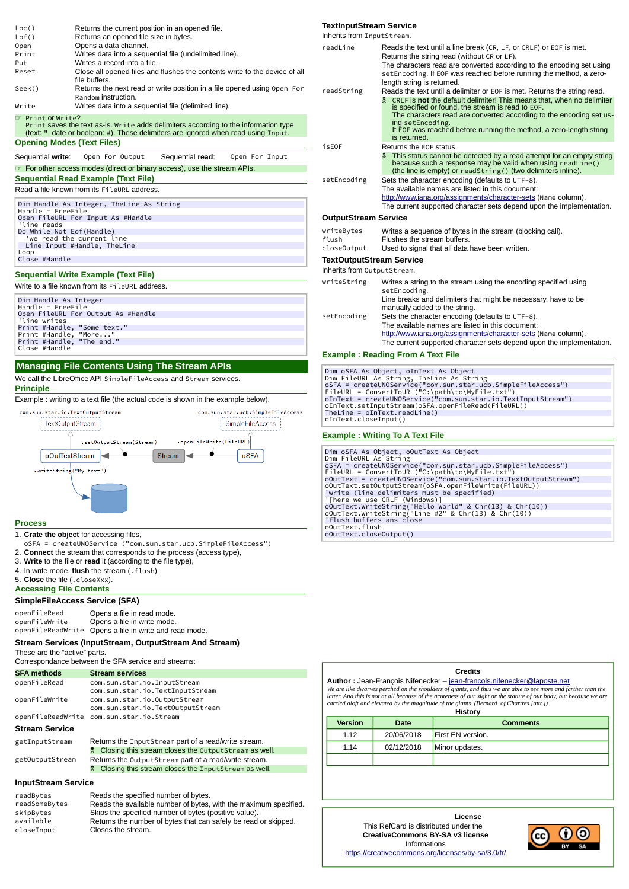| | |
|---|---|
| `Loc()` | Returns the current position in an opened file. |
| `Lof()` | Returns an opened file size in bytes. |
| `Open` | Opens a data channel. |
| `Print` | Writes data into a sequential file (undelimited line). |
| `Put` | Writes a record into a file. |
| `Reset` | Close all opened files and flushes the contents write to the device of all file buffers. |
| `Seek()` | Returns the next read or write position in a file opened using `Open For Random` instruction. |
| `Write` | Writes data into a sequential file (delimited line). |

☞ `Print` or `Write`?
`Print` saves the text as-is. `Write` adds delimiters according to the information type (text: ", date or boolean: #). These delimiters are ignored when read using `Input`.

## Opening Modes (Text Files)

Sequential **write**: `Open For Output` Sequential **read**: `Open For Input`

☞ For other access modes (direct or binary access), use the stream APIs.

## Sequential Read Example (Text File)

Read a file known from its `FileURL` address.

```
Dim Handle As Integer, TheLine As String
Handle = FreeFile
Open FileURL For Input As #Handle
'line reads
Do While Not Eof(Handle)
  'we read the current line
  Line Input #Handle, TheLine
Loop
Close #Handle
```

## Sequential Write Example (Text File)

Write to a file known from its `FileURL` address.

```
Dim Handle As Integer
Handle = FreeFile
Open FileURL For Output As #Handle
'line writes
Print #Handle, "Some text."
Print #Handle, "More..."
Print #Handle, "The end."
Close #Handle
```

# Managing File Contents Using The Stream APIs

We call the LibreOffice API `SimpleFileAccess` and `Stream` services.

## Principle

Example : writing to a text file (the actual code is shown in the example below).

com.sun.star.io.TextOutputStream
com.sun.star.ucb.SimpleFileAccess
TextOutputStream
SimpleFileAccess
.setOutputStream(Stream)
.openFileWrite(FileURL)
oOutTextStream
Stream
oSFA
.writeString("My text")

## Process

1. **Create the object** for accessing files,
   `oSFA = createUNOService ("com.sun.star.ucb.SimpleFileAccess")`
2. **Connect** the stream that corresponds to the process (access type),
3. **Write** to the file or **read** it (according to the file type),
4. In write mode, **flush** the stream (`.flush`),
5. **Close** the file (`.closeXxx`).

## Accessing File Contents

### SimpleFileAccess Service (SFA)

| | |
|---|---|
| `openFileRead` | Opens a file in read mode. |
| `openFileWrite` | Opens a file in write mode. |
| `openFileReadWrite` | Opens a file in write and read mode. |

### Stream Services (InputStream, OutputStream And Stream)

These are the "active" parts.
Correspondance between the SFA service and streams:

| SFA methods | Stream services |
|---|---|
| `openFileRead` | `com.sun.star.io.InputStream`<br>`com.sun.star.io.TextInputStream` |
| `openFileWrite` | `com.sun.star.io.OutputStream`<br>`com.sun.star.io.TextOutputStream` |
| `openFileReadWrite` | `com.sun.star.io.Stream` |

### Stream Service

| | |
|---|---|
| `getInputStream` | Returns the `InputStream` part of a read/write stream.<br>Closing this stream closes the `OutputStream` as well. |
| `getOutputStream` | Returns the `OutputStream` part of a read/write stream.<br>Closing this stream closes the `InputStream` as well. |

### InputStream Service

| | |
|---|---|
| `readBytes` | Reads the specified number of bytes. |
| `readSomeBytes` | Reads the available number of bytes, with the maximum specified. |
| `skipBytes` | Skips the specified number of bytes (positive value). |
| `available` | Returns the number of bytes that can safely be read or skipped. |
| `closeInput` | Closes the stream. |

### TextInputStream Service

Inherits from `InputStream`.

| | |
|---|---|
| `readLine` | Reads the text until a line break (`CR`, `LF`, or `CRLF`) or `EOF` is met. Returns the string read (without `CR` or `LF`).<br>The characters read are converted according to the encoding set using `setEncoding`. If `EOF` was reached before running the method, a zero-length string is returned. |
| `readString` | Reads the text until a delimiter or `EOF` is met. Returns the string read.<br>`CRLF` is **not** the default delimiter! This means that, when no delimiter is specified or found, the stream is read to `EOF`.<br>The characters read are converted according to the encoding set using `setEncoding`.<br>If `EOF` was reached before running the method, a zero-length string is returned. |
| `isEOF` | Returns the `EOF` status.<br>This status cannot be detected by a read attempt for an empty string because such a response may be valid when using `readLine()` (the line is empty) or `readString()` (two delimiters inline). |
| `setEncoding` | Sets the character encoding (defaults to `UTF-8`).<br>The available names are listed in this document:<br>http://www.iana.org/assignments/character-sets (`Name` column).<br>The current supported character sets depend upon the implementation. |

### OutputStream Service

| | |
|---|---|
| `writeBytes` | Writes a sequence of bytes in the stream (blocking call). |
| `flush` | Flushes the stream buffers. |
| `closeOutput` | Used to signal that all data have been written. |

### TextOutputStream Service

Inherits from `OutputStream`.

| | |
|---|---|
| `writeString` | Writes a string to the stream using the encoding specified using `setEncoding`.<br>Line breaks and delimiters that might be necessary, have to be manually added to the string. |
| `setEncoding` | Sets the character encoding (defaults to `UTF-8`).<br>The available names are listed in this document:<br>http://www.iana.org/assignments/character-sets (`Name` column).<br>The current supported character sets depend upon the implementation. |

## Example : Reading From A Text File

```
Dim oSFA As Object, oInText As Object
Dim FileURL As String, TheLine As String
oSFA = createUNOService("com.sun.star.ucb.SimpleFileAccess")
FileURL = ConvertToURL("C:\path\to\MyFile.txt")
oInText = createUNOService("com.sun.star.io.TextInputStream")
oInText.setInputStream(oSFA.openFileRead(FileURL))
TheLine = oInText.readLine()
oInText.closeInput()
```

## Example : Writing To A Text File

```
Dim oSFA As Object, oOutText As Object
Dim FileURL As String
oSFA = createUNOService("com.sun.star.ucb.SimpleFileAccess")
FileURL = ConvertToURL("C:\path\to\MyFile.txt")
oOutText = createUNOService("com.sun.star.io.TextOutputStream")
oOutText.setOutputStream(oSFA.openFileWrite(FileURL))
'write (line delimiters must be specified)
'[here we use CRLF (Windows)]
oOutText.WriteString("Hello World" & Chr(13) & Chr(10))
oOutText.WriteString("Line #2" & Chr(13) & Chr(10))
'flush buffers ans close
oOutText.flush
oOutText.closeOutput()
```

**Credits**

**Author :** Jean-François Nifenecker – jean-francois.nifenecker@laposte.net

*We are like dwarves perched on the shoulders of giants, and thus we are able to see more and farther than the latter. And this is not at all because of the acuteness of our sight or the stature of our body, but because we are carried aloft and elevated by the magnitude of the giants. (Bernard of Chartres [attr.])*

**History**

| Version | Date | Comments |
|---|---|---|
| 1.12 | 20/06/2018 | First EN version. |
| 1.14 | 02/12/2018 | Minor updates. |
| | | |

**License**

This RefCard is distributed under the
**CreativeCommons BY-SA v3 license**
Informations
https://creativecommons.org/licenses/by-sa/3.0/fr/